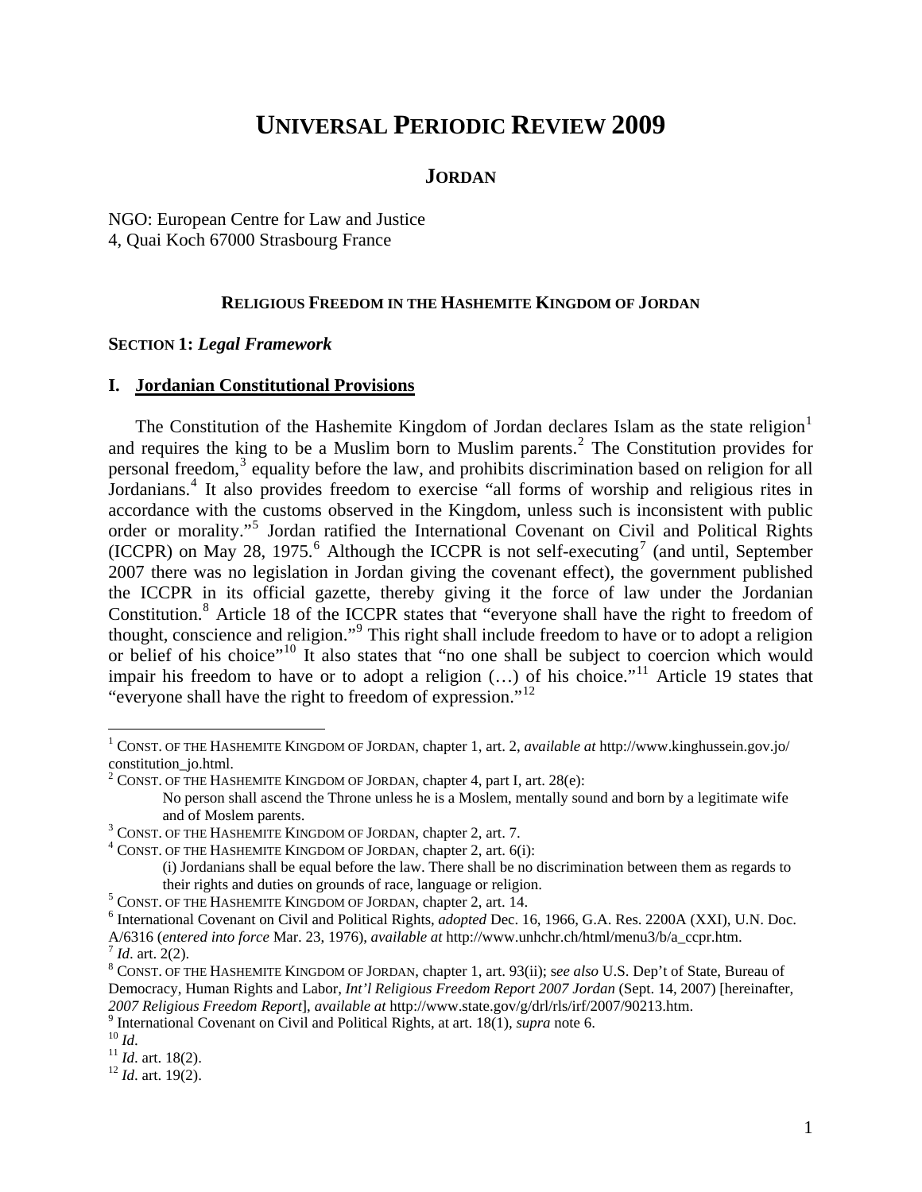# UNIVERSAL PERIODIC REVIEW 2009

## JORDAN

NGO: European Centre for Law and Justice
4, Quai Koch 67000 Strasbourg France

### RELIGIOUS FREEDOM IN THE HASHEMITE KINGDOM OF JORDAN

**SECTION 1:** ***Legal Framework***

### I. Jordanian Constitutional Provisions

The Constitution of the Hashemite Kingdom of Jordan declares Islam as the state religion[1] and requires the king to be a Muslim born to Muslim parents.[2] The Constitution provides for personal freedom,[3] equality before the law, and prohibits discrimination based on religion for all Jordanians.[4] It also provides freedom to exercise "all forms of worship and religious rites in accordance with the customs observed in the Kingdom, unless such is inconsistent with public order or morality."[5] Jordan ratified the International Covenant on Civil and Political Rights (ICCPR) on May 28, 1975.[6] Although the ICCPR is not self-executing[7] (and until, September 2007 there was no legislation in Jordan giving the covenant effect), the government published the ICCPR in its official gazette, thereby giving it the force of law under the Jordanian Constitution.[8] Article 18 of the ICCPR states that "everyone shall have the right to freedom of thought, conscience and religion."[9] This right shall include freedom to have or to adopt a religion or belief of his choice"[10] It also states that "no one shall be subject to coercion which would impair his freedom to have or to adopt a religion (…) of his choice."[11] Article 19 states that "everyone shall have the right to freedom of expression."[12]

---

[1] CONST. OF THE HASHEMITE KINGDOM OF JORDAN, chapter 1, art. 2, *available at* http://www.kinghussein.gov.jo/constitution_jo.html.

[2] CONST. OF THE HASHEMITE KINGDOM OF JORDAN, chapter 4, part I, art. 28(e):

> No person shall ascend the Throne unless he is a Moslem, mentally sound and born by a legitimate wife and of Moslem parents.

[3] CONST. OF THE HASHEMITE KINGDOM OF JORDAN, chapter 2, art. 7.

[4] CONST. OF THE HASHEMITE KINGDOM OF JORDAN, chapter 2, art. 6(i):

> (i) Jordanians shall be equal before the law. There shall be no discrimination between them as regards to their rights and duties on grounds of race, language or religion.

[5] CONST. OF THE HASHEMITE KINGDOM OF JORDAN, chapter 2, art. 14.

[6] International Covenant on Civil and Political Rights, *adopted* Dec. 16, 1966, G.A. Res. 2200A (XXI), U.N. Doc. A/6316 (*entered into force* Mar. 23, 1976), *available at* http://www.unhchr.ch/html/menu3/b/a_ccpr.htm.

[7] *Id*. art. 2(2).

[8] CONST. OF THE HASHEMITE KINGDOM OF JORDAN, chapter 1, art. 93(ii); s*ee also* U.S. Dep't of State, Bureau of Democracy, Human Rights and Labor, *Int'l Religious Freedom Report 2007 Jordan* (Sept. 14, 2007) [hereinafter, *2007 Religious Freedom Report*], *available at* http://www.state.gov/g/drl/rls/irf/2007/90213.htm.

[9] International Covenant on Civil and Political Rights, at art. 18(1), *supra* note 6.

[10] *Id*.

[11] *Id*. art. 18(2).

[12] *Id*. art. 19(2).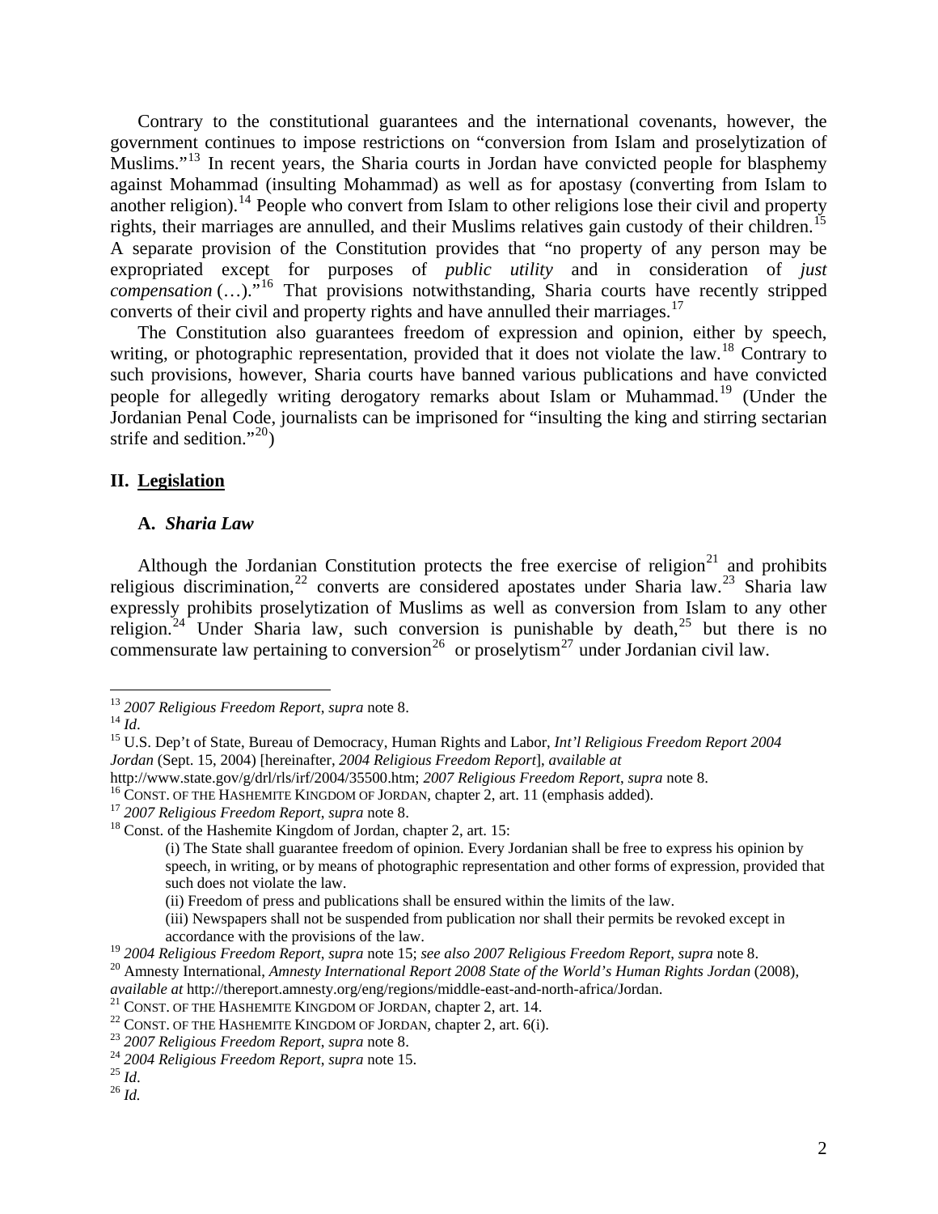Contrary to the constitutional guarantees and the international covenants, however, the government continues to impose restrictions on "conversion from Islam and proselytization of Muslims."[13] In recent years, the Sharia courts in Jordan have convicted people for blasphemy against Mohammad (insulting Mohammad) as well as for apostasy (converting from Islam to another religion).[14] People who convert from Islam to other religions lose their civil and property rights, their marriages are annulled, and their Muslims relatives gain custody of their children.[15] A separate provision of the Constitution provides that "no property of any person may be expropriated except for purposes of *public utility* and in consideration of *just compensation* (…)."[16] That provisions notwithstanding, Sharia courts have recently stripped converts of their civil and property rights and have annulled their marriages.[17]

The Constitution also guarantees freedom of expression and opinion, either by speech, writing, or photographic representation, provided that it does not violate the law.[18] Contrary to such provisions, however, Sharia courts have banned various publications and have convicted people for allegedly writing derogatory remarks about Islam or Muhammad.[19] (Under the Jordanian Penal Code, journalists can be imprisoned for "insulting the king and stirring sectarian strife and sedition."[20])

## II. Legislation

### A. *Sharia Law*

Although the Jordanian Constitution protects the free exercise of religion[21] and prohibits religious discrimination,[22] converts are considered apostates under Sharia law.[23] Sharia law expressly prohibits proselytization of Muslims as well as conversion from Islam to any other religion.[24] Under Sharia law, such conversion is punishable by death,[25] but there is no commensurate law pertaining to conversion[26] or proselytism[27] under Jordanian civil law.

---

[13] *2007 Religious Freedom Report*, *supra* note 8.
[14] *Id*.
[15] U.S. Dep't of State, Bureau of Democracy, Human Rights and Labor, *Int'l Religious Freedom Report 2004 Jordan* (Sept. 15, 2004) [hereinafter, *2004 Religious Freedom Report*], *available at* http://www.state.gov/g/drl/rls/irf/2004/35500.htm; *2007 Religious Freedom Report*, *supra* note 8.
[16] CONST. OF THE HASHEMITE KINGDOM OF JORDAN, chapter 2, art. 11 (emphasis added).
[17] *2007 Religious Freedom Report*, *supra* note 8.
[18] Const. of the Hashemite Kingdom of Jordan, chapter 2, art. 15:

> (i) The State shall guarantee freedom of opinion. Every Jordanian shall be free to express his opinion by speech, in writing, or by means of photographic representation and other forms of expression, provided that such does not violate the law.
> (ii) Freedom of press and publications shall be ensured within the limits of the law.
> (iii) Newspapers shall not be suspended from publication nor shall their permits be revoked except in accordance with the provisions of the law.

[19] *2004 Religious Freedom Report*, *supra* note 15; *see also 2007 Religious Freedom Report*, *supra* note 8.
[20] Amnesty International, *Amnesty International Report 2008 State of the World's Human Rights Jordan* (2008), *available at* http://thereport.amnesty.org/eng/regions/middle-east-and-north-africa/Jordan.
[21] CONST. OF THE HASHEMITE KINGDOM OF JORDAN, chapter 2, art. 14.
[22] CONST. OF THE HASHEMITE KINGDOM OF JORDAN, chapter 2, art. 6(i).
[23] *2007 Religious Freedom Report*, *supra* note 8.
[24] *2004 Religious Freedom Report*, *supra* note 15.
[25] *Id*.
[26] *Id*.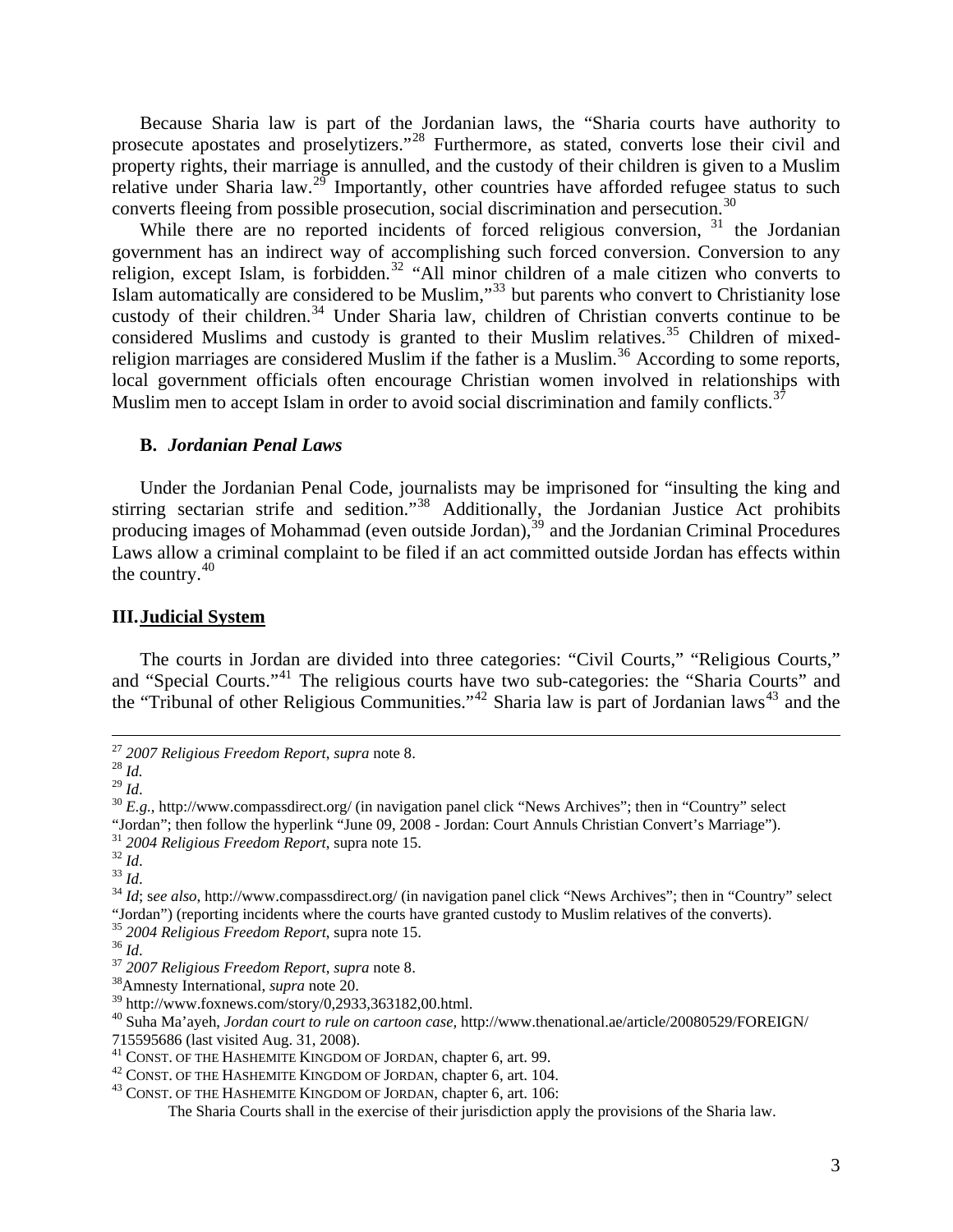Because Sharia law is part of the Jordanian laws, the "Sharia courts have authority to prosecute apostates and proselytizers."[28] Furthermore, as stated, converts lose their civil and property rights, their marriage is annulled, and the custody of their children is given to a Muslim relative under Sharia law.[29] Importantly, other countries have afforded refugee status to such converts fleeing from possible prosecution, social discrimination and persecution.[30]

While there are no reported incidents of forced religious conversion, [31] the Jordanian government has an indirect way of accomplishing such forced conversion. Conversion to any religion, except Islam, is forbidden.[32] "All minor children of a male citizen who converts to Islam automatically are considered to be Muslim,"[33] but parents who convert to Christianity lose custody of their children.[34] Under Sharia law, children of Christian converts continue to be considered Muslims and custody is granted to their Muslim relatives.[35] Children of mixed-religion marriages are considered Muslim if the father is a Muslim.[36] According to some reports, local government officials often encourage Christian women involved in relationships with Muslim men to accept Islam in order to avoid social discrimination and family conflicts.[37]

### B. *Jordanian Penal Laws*

Under the Jordanian Penal Code, journalists may be imprisoned for "insulting the king and stirring sectarian strife and sedition."[38] Additionally, the Jordanian Justice Act prohibits producing images of Mohammad (even outside Jordan),[39] and the Jordanian Criminal Procedures Laws allow a criminal complaint to be filed if an act committed outside Jordan has effects within the country.[40]

## III. Judicial System

The courts in Jordan are divided into three categories: "Civil Courts," "Religious Courts," and "Special Courts."[41] The religious courts have two sub-categories: the "Sharia Courts" and the "Tribunal of other Religious Communities."[42] Sharia law is part of Jordanian laws[43] and the

---

[27] *2007 Religious Freedom Report*, *supra* note 8.
[28] *Id.*
[29] *Id*.
[30] *E.g.*, http://www.compassdirect.org/ (in navigation panel click "News Archives"; then in "Country" select "Jordan"; then follow the hyperlink "June 09, 2008 - Jordan: Court Annuls Christian Convert's Marriage").
[31] *2004 Religious Freedom Report*, supra note 15.
[32] *Id*.
[33] *Id*.
[34] *Id*; s*ee also*, http://www.compassdirect.org/ (in navigation panel click "News Archives"; then in "Country" select "Jordan") (reporting incidents where the courts have granted custody to Muslim relatives of the converts).
[35] *2004 Religious Freedom Report*, supra note 15.
[36] *Id*.
[37] *2007 Religious Freedom Report*, *supra* note 8.
[38] Amnesty International, *supra* note 20.
[39] http://www.foxnews.com/story/0,2933,363182,00.html.
[40] Suha Ma'ayeh, *Jordan court to rule on cartoon case,* http://www.thenational.ae/article/20080529/FOREIGN/715595686 (last visited Aug. 31, 2008).
[41] CONST. OF THE HASHEMITE KINGDOM OF JORDAN, chapter 6, art. 99.
[42] CONST. OF THE HASHEMITE KINGDOM OF JORDAN, chapter 6, art. 104.
[43] CONST. OF THE HASHEMITE KINGDOM OF JORDAN, chapter 6, art. 106:

> The Sharia Courts shall in the exercise of their jurisdiction apply the provisions of the Sharia law.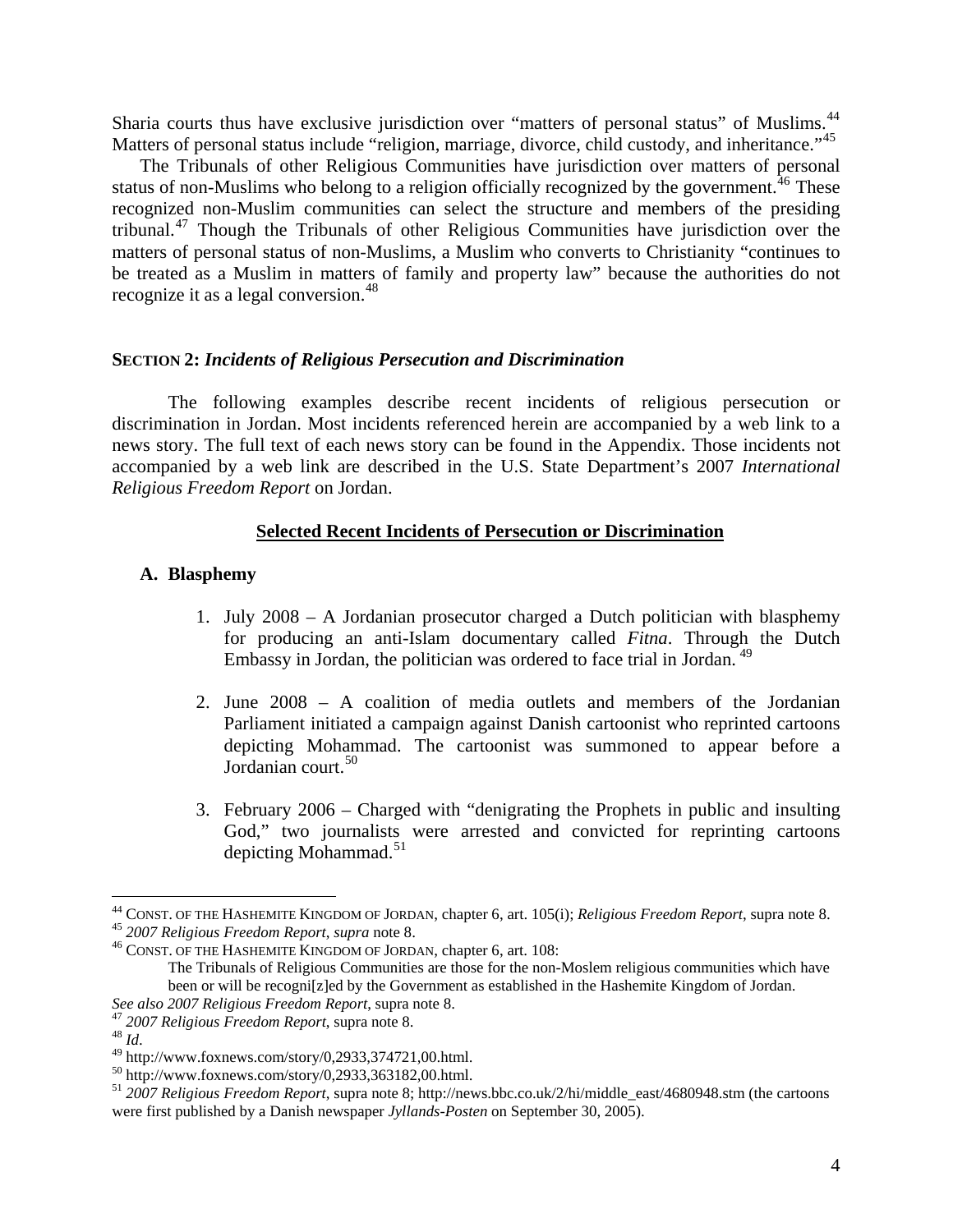Sharia courts thus have exclusive jurisdiction over "matters of personal status" of Muslims.[44] Matters of personal status include "religion, marriage, divorce, child custody, and inheritance."[45]

The Tribunals of other Religious Communities have jurisdiction over matters of personal status of non-Muslims who belong to a religion officially recognized by the government.[46] These recognized non-Muslim communities can select the structure and members of the presiding tribunal.[47] Though the Tribunals of other Religious Communities have jurisdiction over the matters of personal status of non-Muslims, a Muslim who converts to Christianity "continues to be treated as a Muslim in matters of family and property law" because the authorities do not recognize it as a legal conversion.[48]

## SECTION 2: *Incidents of Religious Persecution and Discrimination*

The following examples describe recent incidents of religious persecution or discrimination in Jordan. Most incidents referenced herein are accompanied by a web link to a news story. The full text of each news story can be found in the Appendix. Those incidents not accompanied by a web link are described in the U.S. State Department's 2007 *International Religious Freedom Report* on Jordan.

### Selected Recent Incidents of Persecution or Discrimination

#### A. Blasphemy

1. July 2008 – A Jordanian prosecutor charged a Dutch politician with blasphemy for producing an anti-Islam documentary called *Fitna*. Through the Dutch Embassy in Jordan, the politician was ordered to face trial in Jordan.[49]

2. June 2008 – A coalition of media outlets and members of the Jordanian Parliament initiated a campaign against Danish cartoonist who reprinted cartoons depicting Mohammad. The cartoonist was summoned to appear before a Jordanian court.[50]

3. February 2006 – Charged with "denigrating the Prophets in public and insulting God," two journalists were arrested and convicted for reprinting cartoons depicting Mohammad.[51]

---

[44] CONST. OF THE HASHEMITE KINGDOM OF JORDAN, chapter 6, art. 105(i); *Religious Freedom Report*, supra note 8.

[45] *2007 Religious Freedom Report*, *supra* note 8.

[46] CONST. OF THE HASHEMITE KINGDOM OF JORDAN, chapter 6, art. 108:

> The Tribunals of Religious Communities are those for the non-Moslem religious communities which have been or will be recogni[z]ed by the Government as established in the Hashemite Kingdom of Jordan.

*See also 2007 Religious Freedom Report*, supra note 8.

[47] *2007 Religious Freedom Report*, supra note 8.

[48] *Id*.

[49] http://www.foxnews.com/story/0,2933,374721,00.html.

[50] http://www.foxnews.com/story/0,2933,363182,00.html.

[51] *2007 Religious Freedom Report*, supra note 8; http://news.bbc.co.uk/2/hi/middle_east/4680948.stm (the cartoons were first published by a Danish newspaper *Jyllands-Posten* on September 30, 2005).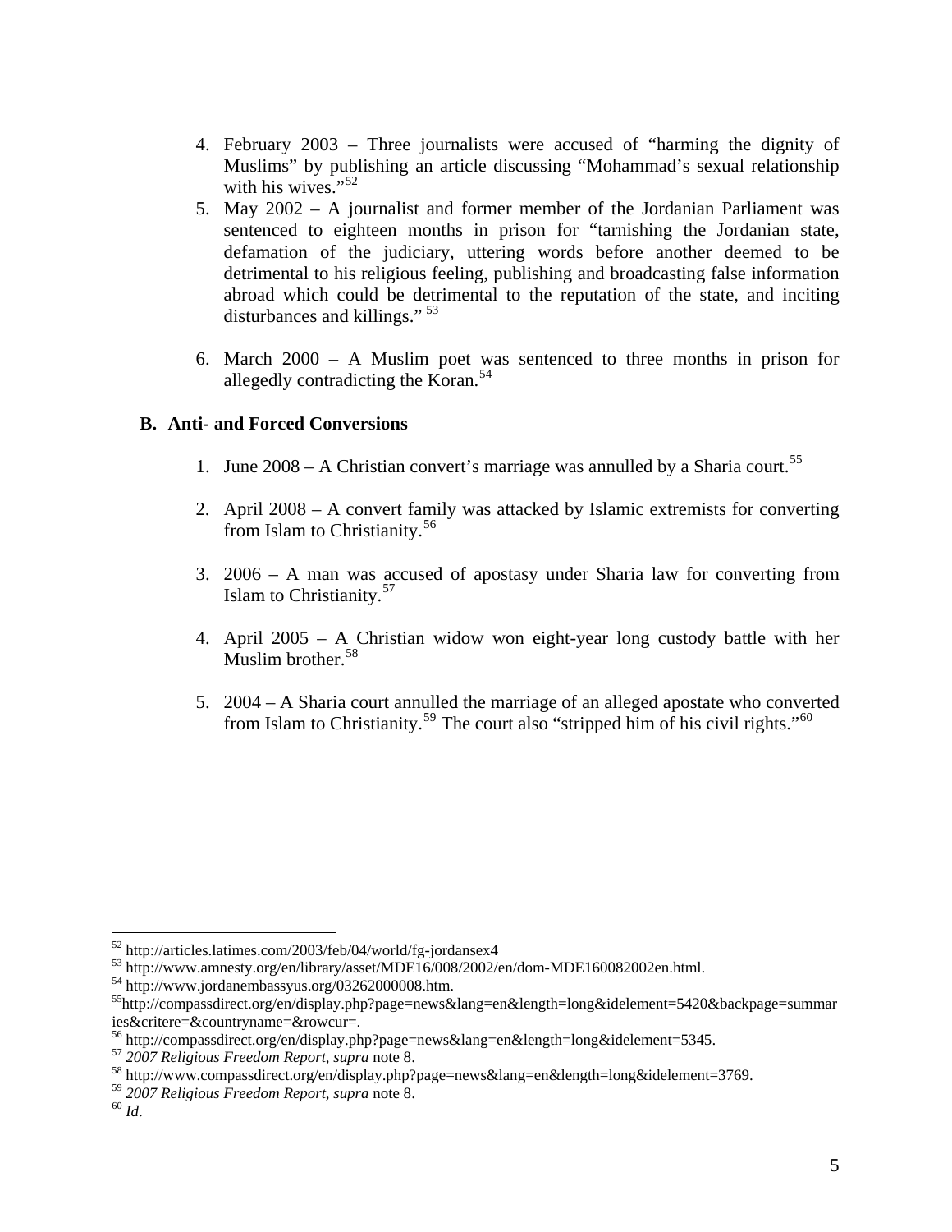4. February 2003 – Three journalists were accused of "harming the dignity of Muslims" by publishing an article discussing "Mohammad's sexual relationship with his wives."[52]
5. May 2002 – A journalist and former member of the Jordanian Parliament was sentenced to eighteen months in prison for "tarnishing the Jordanian state, defamation of the judiciary, uttering words before another deemed to be detrimental to his religious feeling, publishing and broadcasting false information abroad which could be detrimental to the reputation of the state, and inciting disturbances and killings."[53]

6. March 2000 – A Muslim poet was sentenced to three months in prison for allegedly contradicting the Koran.[54]

### B. Anti- and Forced Conversions

1. June 2008 – A Christian convert's marriage was annulled by a Sharia court.[55]

2. April 2008 – A convert family was attacked by Islamic extremists for converting from Islam to Christianity.[56]

3. 2006 – A man was accused of apostasy under Sharia law for converting from Islam to Christianity.[57]

4. April 2005 – A Christian widow won eight-year long custody battle with her Muslim brother.[58]

5. 2004 – A Sharia court annulled the marriage of an alleged apostate who converted from Islam to Christianity.[59] The court also "stripped him of his civil rights."[60]

---

[52] http://articles.latimes.com/2003/feb/04/world/fg-jordansex4

[53] http://www.amnesty.org/en/library/asset/MDE16/008/2002/en/dom-MDE160082002en.html.

[54] http://www.jordanembassyus.org/03262000008.htm.

[55] http://compassdirect.org/en/display.php?page=news&lang=en&length=long&idelement=5420&backpage=summaries&critere=&countryname=&rowcur=.

[56] http://compassdirect.org/en/display.php?page=news&lang=en&length=long&idelement=5345.

[57] *2007 Religious Freedom Report*, *supra* note 8.

[58] http://www.compassdirect.org/en/display.php?page=news&lang=en&length=long&idelement=3769.

[59] *2007 Religious Freedom Report*, *supra* note 8.

[60] *Id*.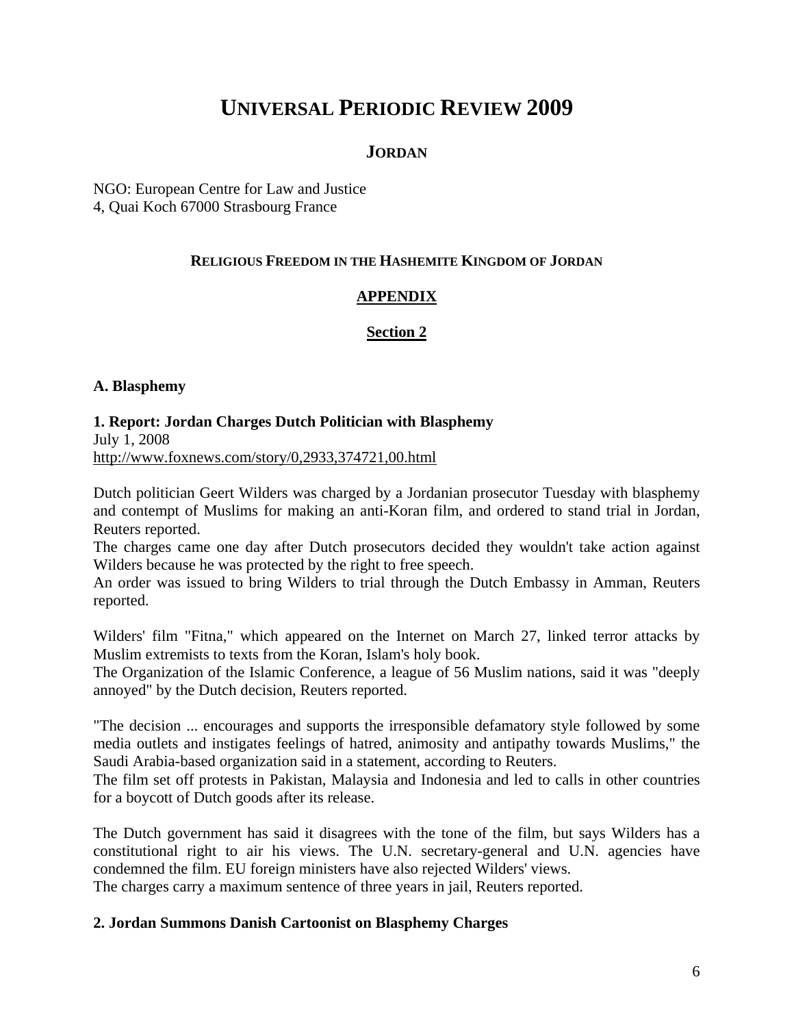# UNIVERSAL PERIODIC REVIEW 2009

## JORDAN

NGO: European Centre for Law and Justice
4, Quai Koch 67000 Strasbourg France

### RELIGIOUS FREEDOM IN THE HASHEMITE KINGDOM OF JORDAN

### APPENDIX

### Section 2

**A. Blasphemy**

**1. Report: Jordan Charges Dutch Politician with Blasphemy**
July 1, 2008
http://www.foxnews.com/story/0,2933,374721,00.html

Dutch politician Geert Wilders was charged by a Jordanian prosecutor Tuesday with blasphemy and contempt of Muslims for making an anti-Koran film, and ordered to stand trial in Jordan, Reuters reported.
The charges came one day after Dutch prosecutors decided they wouldn't take action against Wilders because he was protected by the right to free speech.
An order was issued to bring Wilders to trial through the Dutch Embassy in Amman, Reuters reported.

Wilders' film "Fitna," which appeared on the Internet on March 27, linked terror attacks by Muslim extremists to texts from the Koran, Islam's holy book.
The Organization of the Islamic Conference, a league of 56 Muslim nations, said it was "deeply annoyed" by the Dutch decision, Reuters reported.

"The decision ... encourages and supports the irresponsible defamatory style followed by some media outlets and instigates feelings of hatred, animosity and antipathy towards Muslims," the Saudi Arabia-based organization said in a statement, according to Reuters.
The film set off protests in Pakistan, Malaysia and Indonesia and led to calls in other countries for a boycott of Dutch goods after its release.

The Dutch government has said it disagrees with the tone of the film, but says Wilders has a constitutional right to air his views. The U.N. secretary-general and U.N. agencies have condemned the film. EU foreign ministers have also rejected Wilders' views.
The charges carry a maximum sentence of three years in jail, Reuters reported.

**2. Jordan Summons Danish Cartoonist on Blasphemy Charges**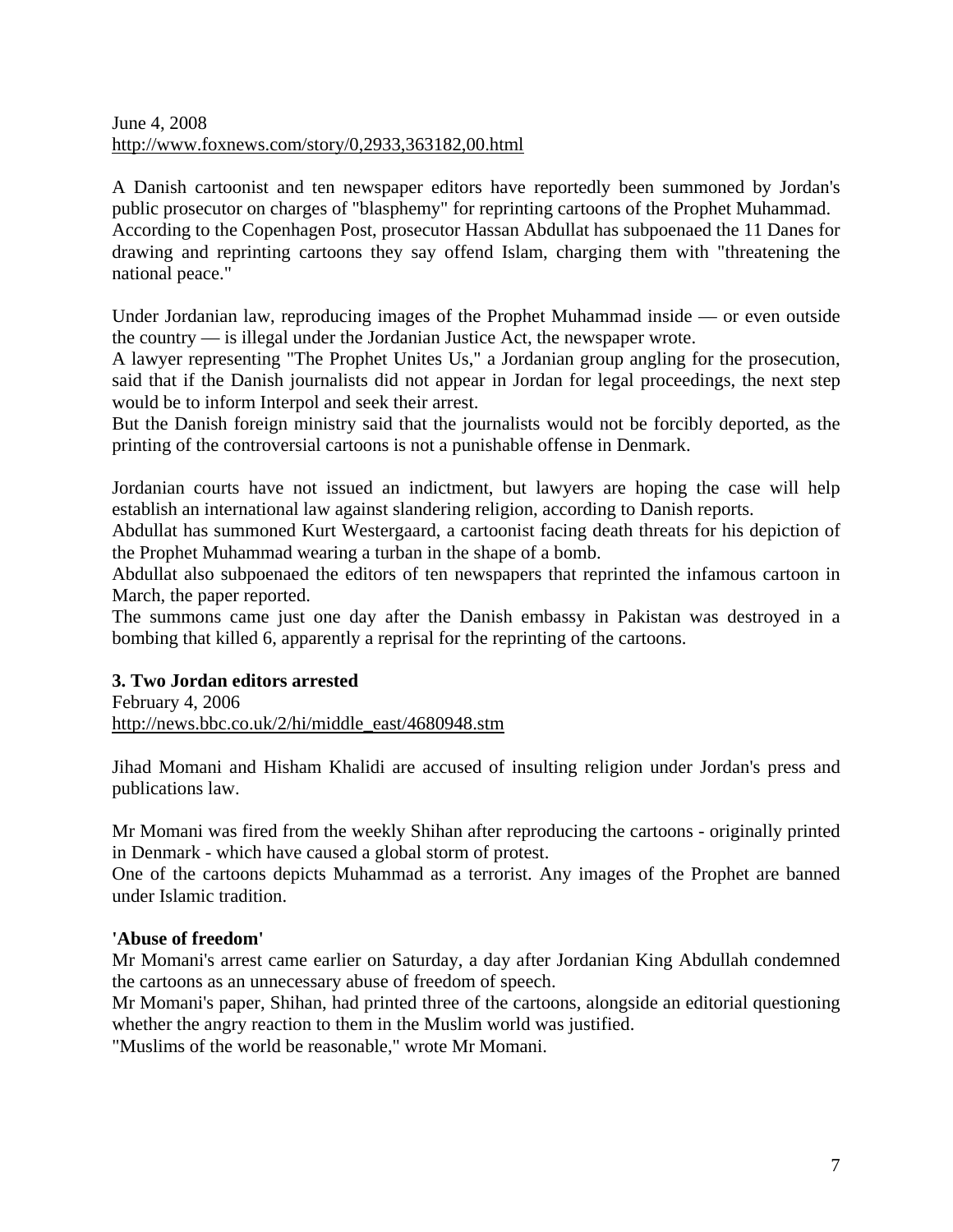June 4, 2008
http://www.foxnews.com/story/0,2933,363182,00.html

A Danish cartoonist and ten newspaper editors have reportedly been summoned by Jordan's public prosecutor on charges of "blasphemy" for reprinting cartoons of the Prophet Muhammad.
According to the Copenhagen Post, prosecutor Hassan Abdullat has subpoenaed the 11 Danes for drawing and reprinting cartoons they say offend Islam, charging them with "threatening the national peace."

Under Jordanian law, reproducing images of the Prophet Muhammad inside — or even outside the country — is illegal under the Jordanian Justice Act, the newspaper wrote.
A lawyer representing "The Prophet Unites Us," a Jordanian group angling for the prosecution, said that if the Danish journalists did not appear in Jordan for legal proceedings, the next step would be to inform Interpol and seek their arrest.
But the Danish foreign ministry said that the journalists would not be forcibly deported, as the printing of the controversial cartoons is not a punishable offense in Denmark.

Jordanian courts have not issued an indictment, but lawyers are hoping the case will help establish an international law against slandering religion, according to Danish reports.
Abdullat has summoned Kurt Westergaard, a cartoonist facing death threats for his depiction of the Prophet Muhammad wearing a turban in the shape of a bomb.
Abdullat also subpoenaed the editors of ten newspapers that reprinted the infamous cartoon in March, the paper reported.
The summons came just one day after the Danish embassy in Pakistan was destroyed in a bombing that killed 6, apparently a reprisal for the reprinting of the cartoons.

### 3. Two Jordan editors arrested

February 4, 2006
http://news.bbc.co.uk/2/hi/middle_east/4680948.stm

Jihad Momani and Hisham Khalidi are accused of insulting religion under Jordan's press and publications law.

Mr Momani was fired from the weekly Shihan after reproducing the cartoons - originally printed in Denmark - which have caused a global storm of protest.
One of the cartoons depicts Muhammad as a terrorist. Any images of the Prophet are banned under Islamic tradition.

**'Abuse of freedom'**

Mr Momani's arrest came earlier on Saturday, a day after Jordanian King Abdullah condemned the cartoons as an unnecessary abuse of freedom of speech.
Mr Momani's paper, Shihan, had printed three of the cartoons, alongside an editorial questioning whether the angry reaction to them in the Muslim world was justified.
"Muslims of the world be reasonable," wrote Mr Momani.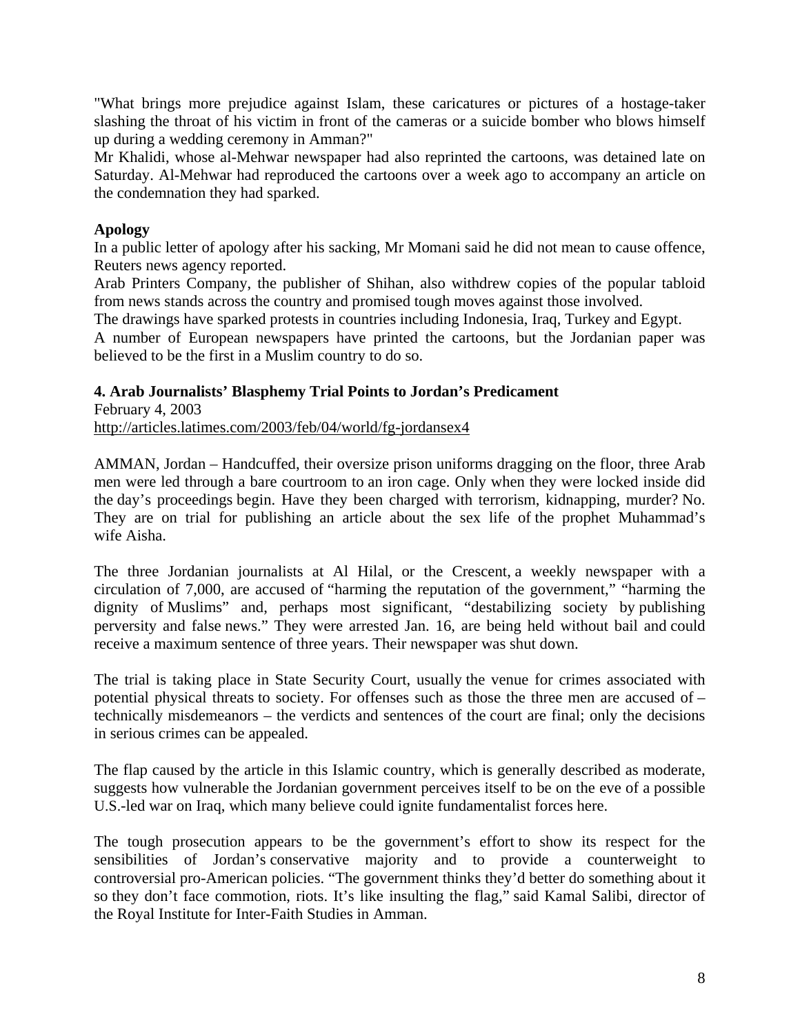"What brings more prejudice against Islam, these caricatures or pictures of a hostage-taker slashing the throat of his victim in front of the cameras or a suicide bomber who blows himself up during a wedding ceremony in Amman?"

Mr Khalidi, whose al-Mehwar newspaper had also reprinted the cartoons, was detained late on Saturday. Al-Mehwar had reproduced the cartoons over a week ago to accompany an article on the condemnation they had sparked.

**Apology**

In a public letter of apology after his sacking, Mr Momani said he did not mean to cause offence, Reuters news agency reported.

Arab Printers Company, the publisher of Shihan, also withdrew copies of the popular tabloid from news stands across the country and promised tough moves against those involved.

The drawings have sparked protests in countries including Indonesia, Iraq, Turkey and Egypt.

A number of European newspapers have printed the cartoons, but the Jordanian paper was believed to be the first in a Muslim country to do so.

### 4. Arab Journalists' Blasphemy Trial Points to Jordan's Predicament

February 4, 2003
http://articles.latimes.com/2003/feb/04/world/fg-jordansex4

AMMAN, Jordan – Handcuffed, their oversize prison uniforms dragging on the floor, three Arab men were led through a bare courtroom to an iron cage. Only when they were locked inside did the day's proceedings begin. Have they been charged with terrorism, kidnapping, murder? No. They are on trial for publishing an article about the sex life of the prophet Muhammad's wife Aisha.

The three Jordanian journalists at Al Hilal, or the Crescent, a weekly newspaper with a circulation of 7,000, are accused of "harming the reputation of the government," "harming the dignity of Muslims" and, perhaps most significant, "destabilizing society by publishing perversity and false news." They were arrested Jan. 16, are being held without bail and could receive a maximum sentence of three years. Their newspaper was shut down.

The trial is taking place in State Security Court, usually the venue for crimes associated with potential physical threats to society. For offenses such as those the three men are accused of – technically misdemeanors – the verdicts and sentences of the court are final; only the decisions in serious crimes can be appealed.

The flap caused by the article in this Islamic country, which is generally described as moderate, suggests how vulnerable the Jordanian government perceives itself to be on the eve of a possible U.S.-led war on Iraq, which many believe could ignite fundamentalist forces here.

The tough prosecution appears to be the government's effort to show its respect for the sensibilities of Jordan's conservative majority and to provide a counterweight to controversial pro-American policies. "The government thinks they'd better do something about it so they don't face commotion, riots. It's like insulting the flag," said Kamal Salibi, director of the Royal Institute for Inter-Faith Studies in Amman.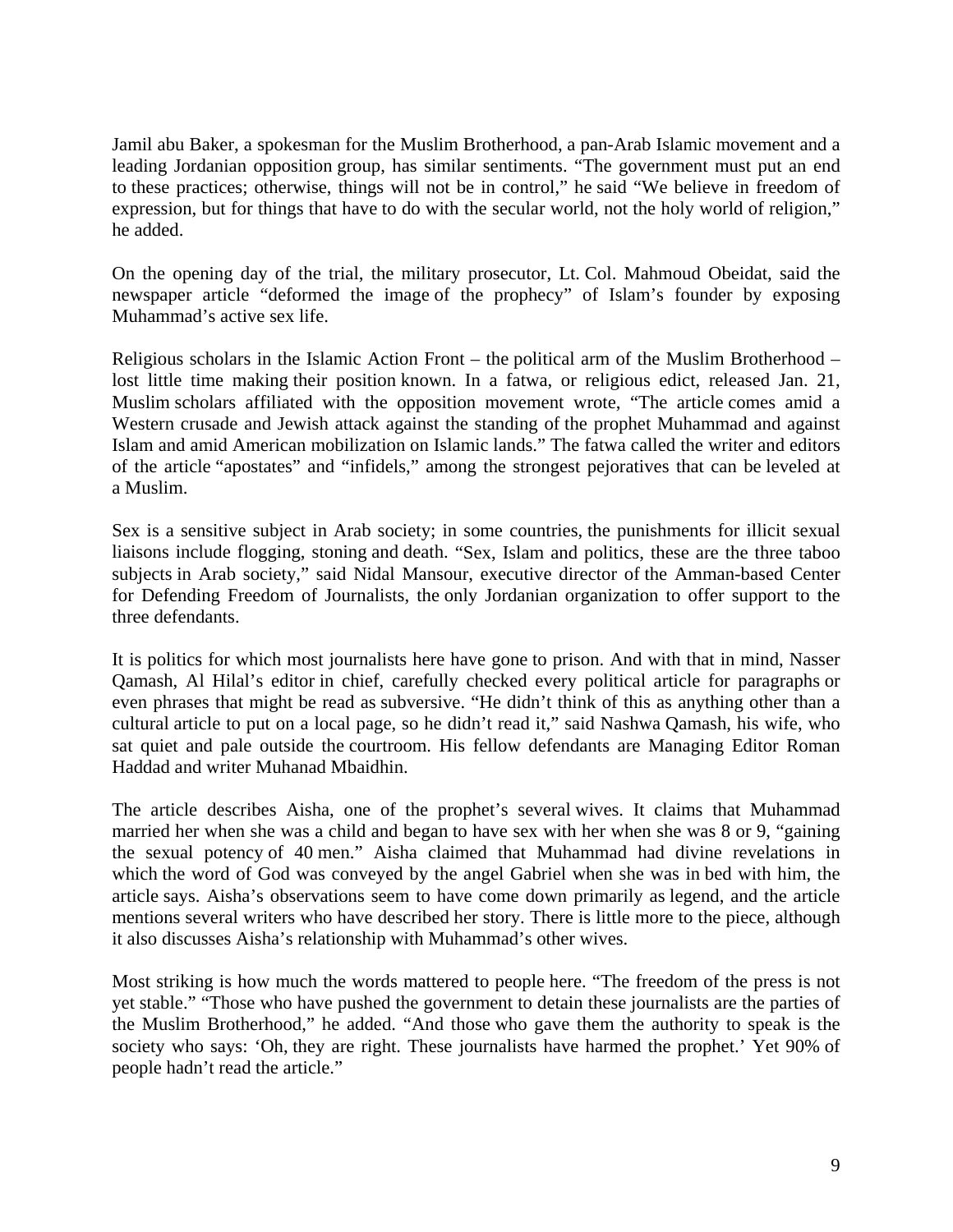Jamil abu Baker, a spokesman for the Muslim Brotherhood, a pan-Arab Islamic movement and a leading Jordanian opposition group, has similar sentiments. "The government must put an end to these practices; otherwise, things will not be in control," he said "We believe in freedom of expression, but for things that have to do with the secular world, not the holy world of religion," he added.

On the opening day of the trial, the military prosecutor, Lt. Col. Mahmoud Obeidat, said the newspaper article "deformed the image of the prophecy" of Islam's founder by exposing Muhammad's active sex life.

Religious scholars in the Islamic Action Front – the political arm of the Muslim Brotherhood – lost little time making their position known. In a fatwa, or religious edict, released Jan. 21, Muslim scholars affiliated with the opposition movement wrote, "The article comes amid a Western crusade and Jewish attack against the standing of the prophet Muhammad and against Islam and amid American mobilization on Islamic lands." The fatwa called the writer and editors of the article "apostates" and "infidels," among the strongest pejoratives that can be leveled at a Muslim.

Sex is a sensitive subject in Arab society; in some countries, the punishments for illicit sexual liaisons include flogging, stoning and death. "Sex, Islam and politics, these are the three taboo subjects in Arab society," said Nidal Mansour, executive director of the Amman-based Center for Defending Freedom of Journalists, the only Jordanian organization to offer support to the three defendants.

It is politics for which most journalists here have gone to prison. And with that in mind, Nasser Qamash, Al Hilal's editor in chief, carefully checked every political article for paragraphs or even phrases that might be read as subversive. "He didn't think of this as anything other than a cultural article to put on a local page, so he didn't read it," said Nashwa Qamash, his wife, who sat quiet and pale outside the courtroom. His fellow defendants are Managing Editor Roman Haddad and writer Muhanad Mbaidhin.

The article describes Aisha, one of the prophet's several wives. It claims that Muhammad married her when she was a child and began to have sex with her when she was 8 or 9, "gaining the sexual potency of 40 men." Aisha claimed that Muhammad had divine revelations in which the word of God was conveyed by the angel Gabriel when she was in bed with him, the article says. Aisha's observations seem to have come down primarily as legend, and the article mentions several writers who have described her story. There is little more to the piece, although it also discusses Aisha's relationship with Muhammad's other wives.

Most striking is how much the words mattered to people here. "The freedom of the press is not yet stable." "Those who have pushed the government to detain these journalists are the parties of the Muslim Brotherhood," he added. "And those who gave them the authority to speak is the society who says: 'Oh, they are right. These journalists have harmed the prophet.' Yet 90% of people hadn't read the article."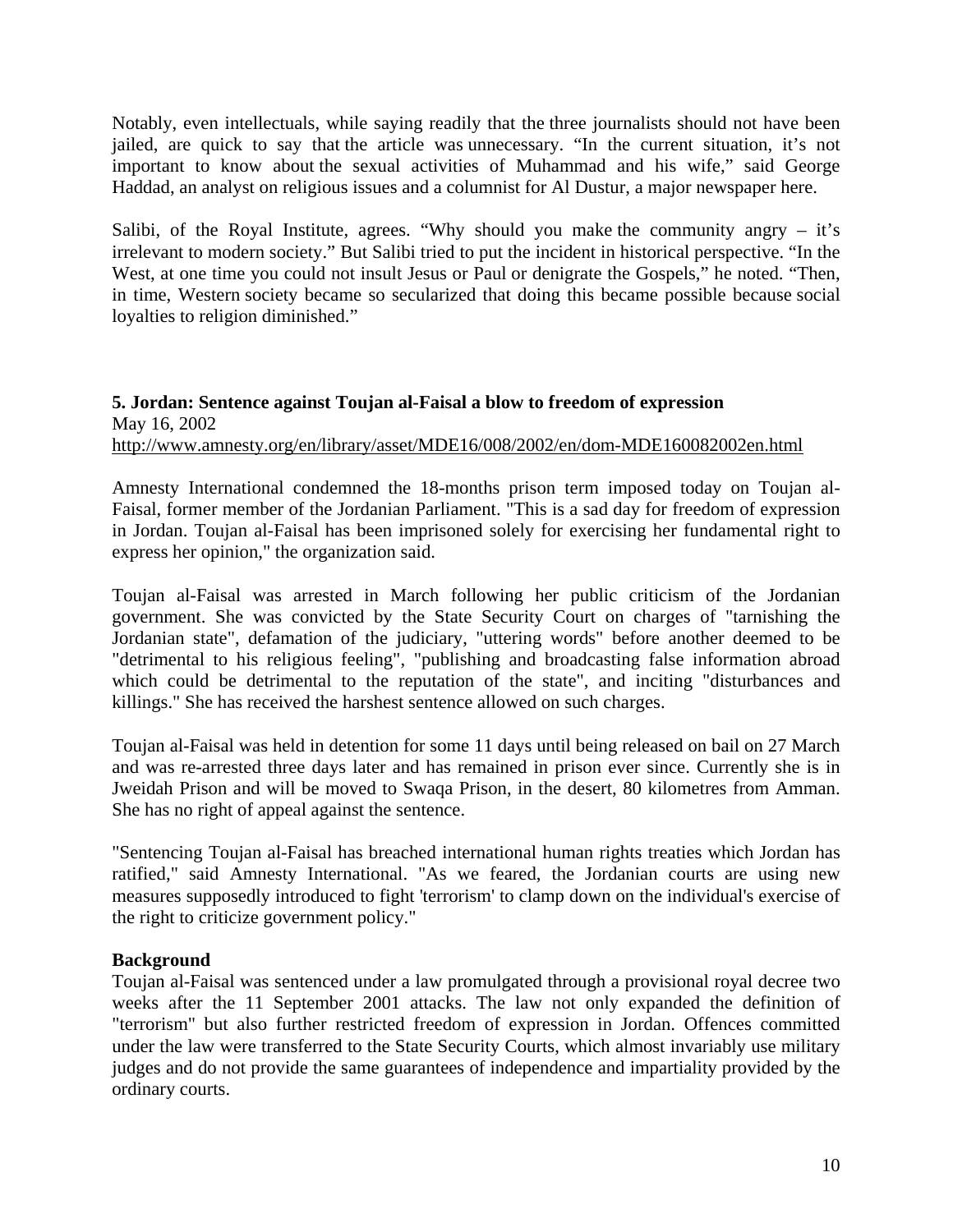Notably, even intellectuals, while saying readily that the three journalists should not have been jailed, are quick to say that the article was unnecessary. “In the current situation, it’s not important to know about the sexual activities of Muhammad and his wife,” said George Haddad, an analyst on religious issues and a columnist for Al Dustur, a major newspaper here.

Salibi, of the Royal Institute, agrees. “Why should you make the community angry – it’s irrelevant to modern society.” But Salibi tried to put the incident in historical perspective. “In the West, at one time you could not insult Jesus or Paul or denigrate the Gospels,” he noted. “Then, in time, Western society became so secularized that doing this became possible because social loyalties to religion diminished.”

**5. Jordan: Sentence against Toujan al-Faisal a blow to freedom of expression**
May 16, 2002
http://www.amnesty.org/en/library/asset/MDE16/008/2002/en/dom-MDE160082002en.html

Amnesty International condemned the 18-months prison term imposed today on Toujan al-Faisal, former member of the Jordanian Parliament. "This is a sad day for freedom of expression in Jordan. Toujan al-Faisal has been imprisoned solely for exercising her fundamental right to express her opinion," the organization said.

Toujan al-Faisal was arrested in March following her public criticism of the Jordanian government. She was convicted by the State Security Court on charges of "tarnishing the Jordanian state", defamation of the judiciary, "uttering words" before another deemed to be "detrimental to his religious feeling", "publishing and broadcasting false information abroad which could be detrimental to the reputation of the state", and inciting "disturbances and killings." She has received the harshest sentence allowed on such charges.

Toujan al-Faisal was held in detention for some 11 days until being released on bail on 27 March and was re-arrested three days later and has remained in prison ever since. Currently she is in Jweidah Prison and will be moved to Swaqa Prison, in the desert, 80 kilometres from Amman. She has no right of appeal against the sentence.

"Sentencing Toujan al-Faisal has breached international human rights treaties which Jordan has ratified," said Amnesty International. "As we feared, the Jordanian courts are using new measures supposedly introduced to fight 'terrorism' to clamp down on the individual's exercise of the right to criticize government policy."

**Background**
Toujan al-Faisal was sentenced under a law promulgated through a provisional royal decree two weeks after the 11 September 2001 attacks. The law not only expanded the definition of "terrorism" but also further restricted freedom of expression in Jordan. Offences committed under the law were transferred to the State Security Courts, which almost invariably use military judges and do not provide the same guarantees of independence and impartiality provided by the ordinary courts.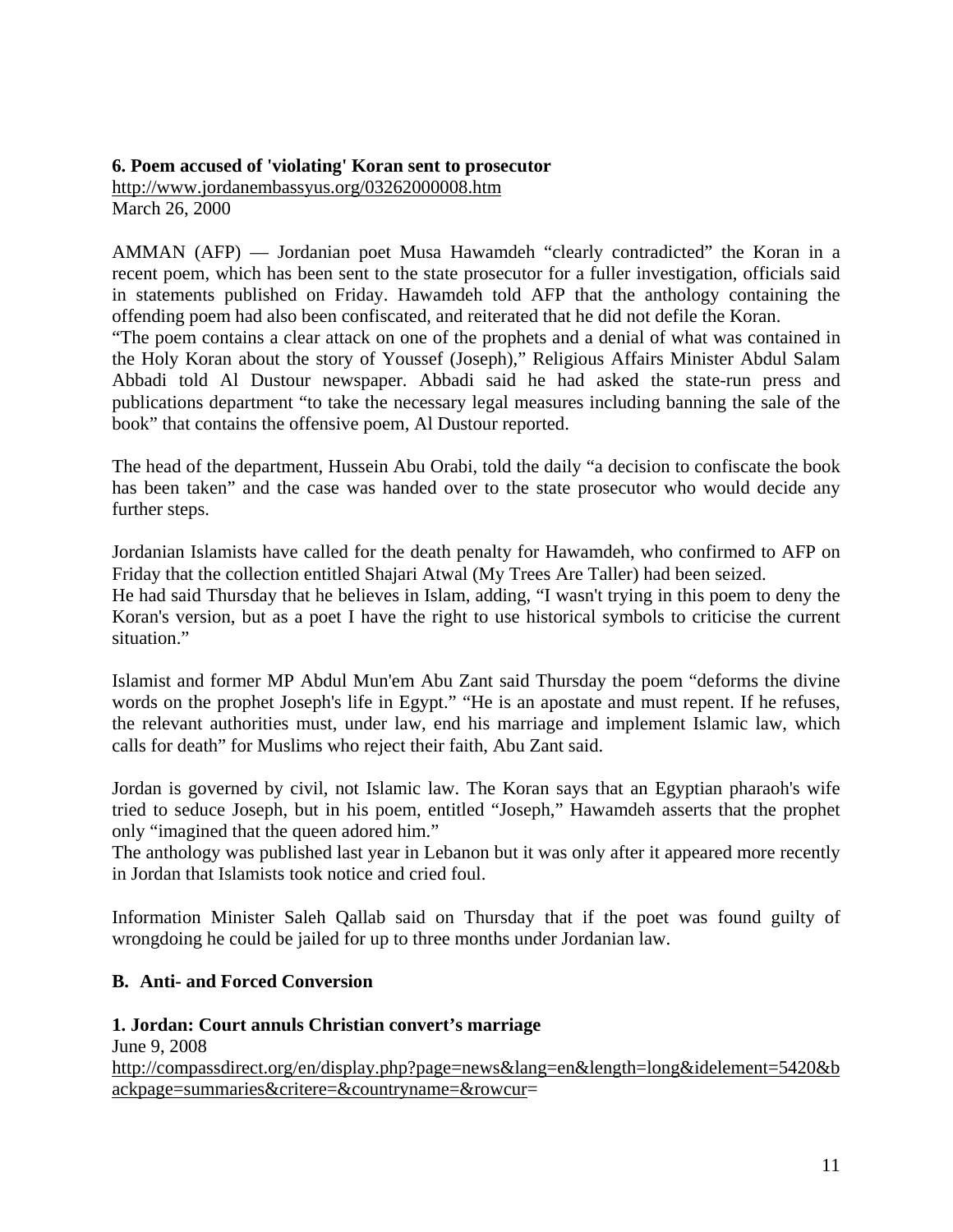**6. Poem accused of 'violating' Koran sent to prosecutor**
http://www.jordanembassyus.org/03262000008.htm
March 26, 2000

AMMAN (AFP) — Jordanian poet Musa Hawamdeh “clearly contradicted” the Koran in a recent poem, which has been sent to the state prosecutor for a fuller investigation, officials said in statements published on Friday. Hawamdeh told AFP that the anthology containing the offending poem had also been confiscated, and reiterated that he did not defile the Koran.
“The poem contains a clear attack on one of the prophets and a denial of what was contained in the Holy Koran about the story of Youssef (Joseph),” Religious Affairs Minister Abdul Salam Abbadi told Al Dustour newspaper. Abbadi said he had asked the state-run press and publications department “to take the necessary legal measures including banning the sale of the book” that contains the offensive poem, Al Dustour reported.

The head of the department, Hussein Abu Orabi, told the daily “a decision to confiscate the book has been taken” and the case was handed over to the state prosecutor who would decide any further steps.

Jordanian Islamists have called for the death penalty for Hawamdeh, who confirmed to AFP on Friday that the collection entitled Shajari Atwal (My Trees Are Taller) had been seized.
He had said Thursday that he believes in Islam, adding, “I wasn't trying in this poem to deny the Koran's version, but as a poet I have the right to use historical symbols to criticise the current situation.”

Islamist and former MP Abdul Mun'em Abu Zant said Thursday the poem “deforms the divine words on the prophet Joseph's life in Egypt.” “He is an apostate and must repent. If he refuses, the relevant authorities must, under law, end his marriage and implement Islamic law, which calls for death” for Muslims who reject their faith, Abu Zant said.

Jordan is governed by civil, not Islamic law. The Koran says that an Egyptian pharaoh's wife tried to seduce Joseph, but in his poem, entitled “Joseph,” Hawamdeh asserts that the prophet only “imagined that the queen adored him.”
The anthology was published last year in Lebanon but it was only after it appeared more recently in Jordan that Islamists took notice and cried foul.

Information Minister Saleh Qallab said on Thursday that if the poet was found guilty of wrongdoing he could be jailed for up to three months under Jordanian law.

## B. Anti- and Forced Conversion

**1. Jordan: Court annuls Christian convert’s marriage**
June 9, 2008
http://compassdirect.org/en/display.php?page=news&lang=en&length=long&idelement=5420&backpage=summaries&critere=&countryname=&rowcur=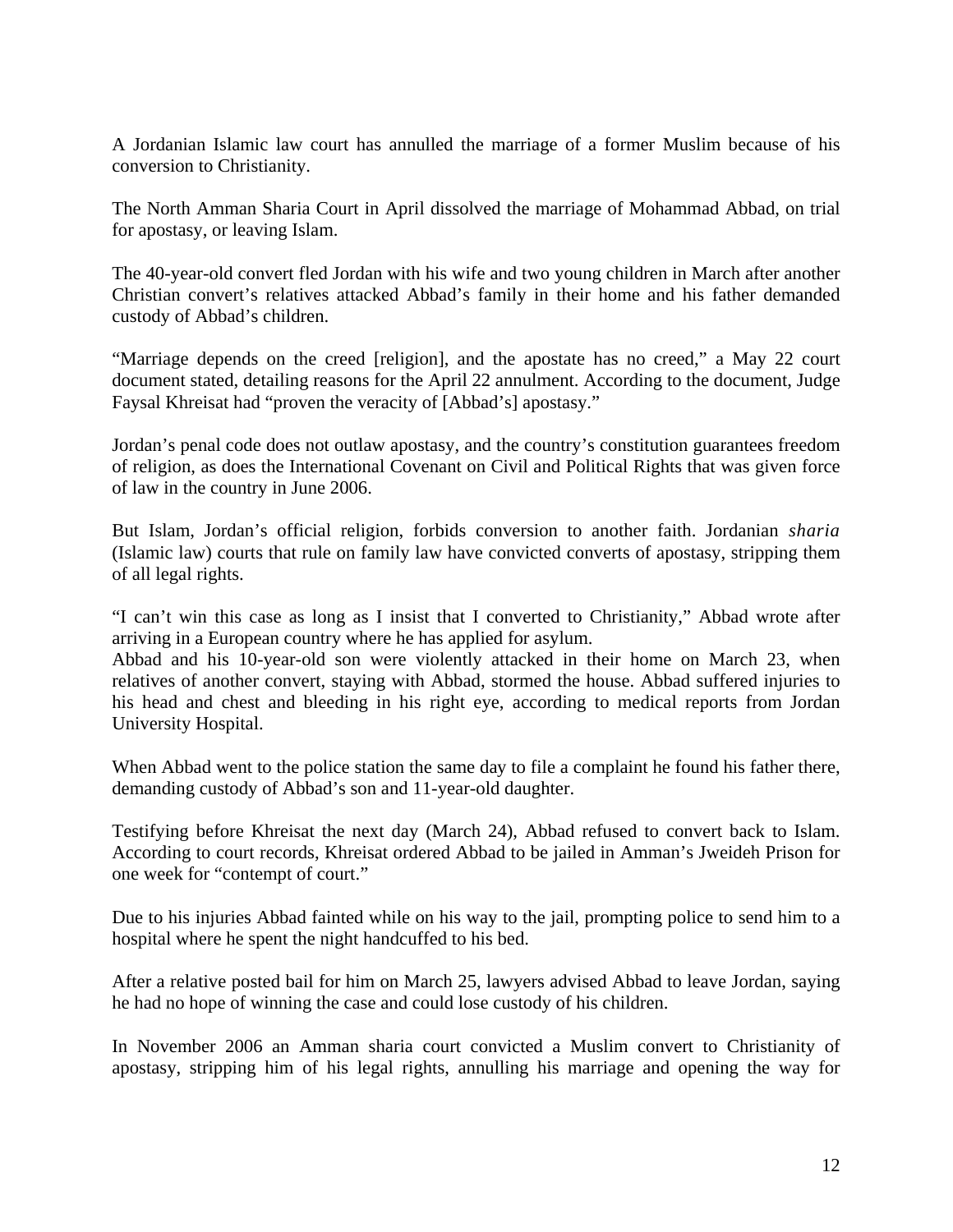A Jordanian Islamic law court has annulled the marriage of a former Muslim because of his conversion to Christianity.

The North Amman Sharia Court in April dissolved the marriage of Mohammad Abbad, on trial for apostasy, or leaving Islam.

The 40-year-old convert fled Jordan with his wife and two young children in March after another Christian convert's relatives attacked Abbad's family in their home and his father demanded custody of Abbad's children.

"Marriage depends on the creed [religion], and the apostate has no creed," a May 22 court document stated, detailing reasons for the April 22 annulment. According to the document, Judge Faysal Khreisat had "proven the veracity of [Abbad's] apostasy."

Jordan's penal code does not outlaw apostasy, and the country's constitution guarantees freedom of religion, as does the International Covenant on Civil and Political Rights that was given force of law in the country in June 2006.

But Islam, Jordan's official religion, forbids conversion to another faith. Jordanian *sharia* (Islamic law) courts that rule on family law have convicted converts of apostasy, stripping them of all legal rights.

"I can't win this case as long as I insist that I converted to Christianity," Abbad wrote after arriving in a European country where he has applied for asylum.

Abbad and his 10-year-old son were violently attacked in their home on March 23, when relatives of another convert, staying with Abbad, stormed the house. Abbad suffered injuries to his head and chest and bleeding in his right eye, according to medical reports from Jordan University Hospital.

When Abbad went to the police station the same day to file a complaint he found his father there, demanding custody of Abbad's son and 11-year-old daughter.

Testifying before Khreisat the next day (March 24), Abbad refused to convert back to Islam. According to court records, Khreisat ordered Abbad to be jailed in Amman's Jweideh Prison for one week for "contempt of court."

Due to his injuries Abbad fainted while on his way to the jail, prompting police to send him to a hospital where he spent the night handcuffed to his bed.

After a relative posted bail for him on March 25, lawyers advised Abbad to leave Jordan, saying he had no hope of winning the case and could lose custody of his children.

In November 2006 an Amman sharia court convicted a Muslim convert to Christianity of apostasy, stripping him of his legal rights, annulling his marriage and opening the way for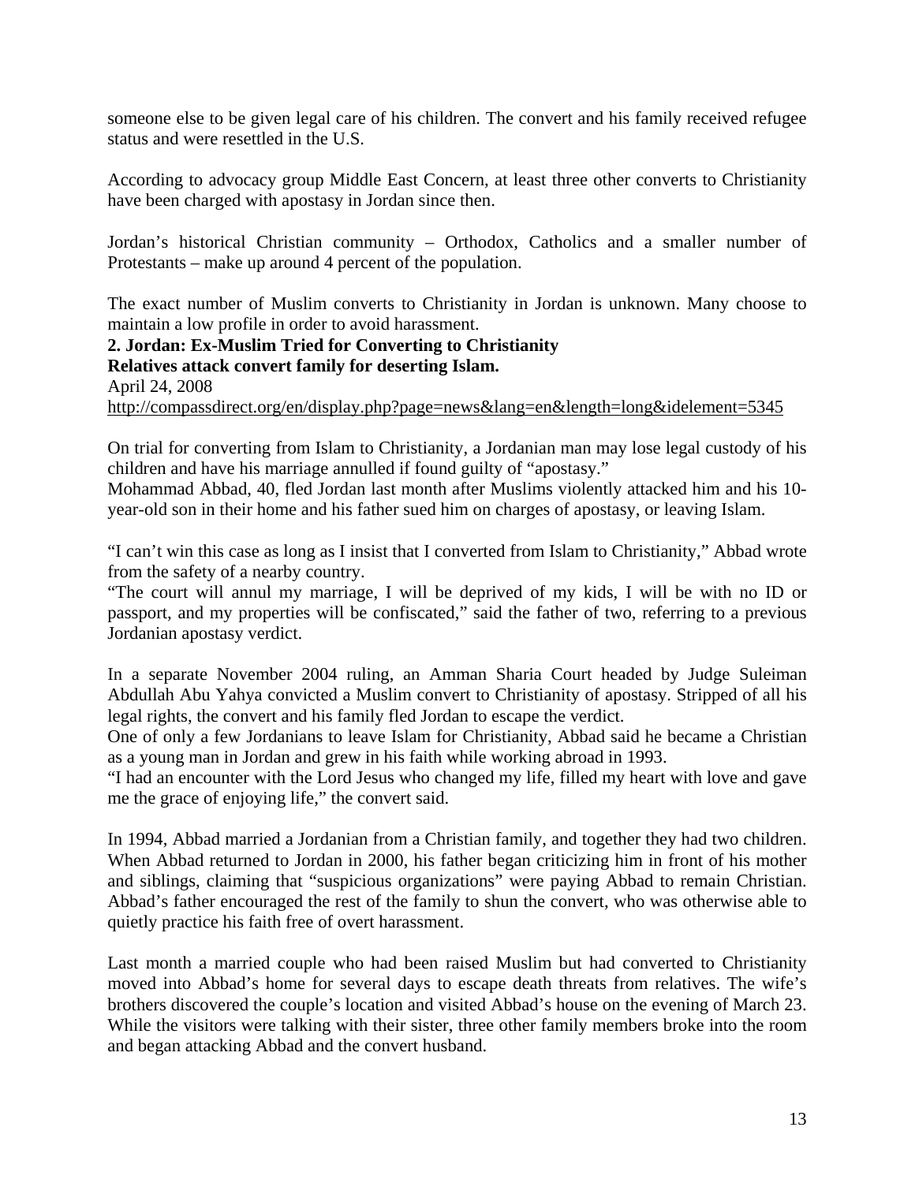someone else to be given legal care of his children. The convert and his family received refugee status and were resettled in the U.S.

According to advocacy group Middle East Concern, at least three other converts to Christianity have been charged with apostasy in Jordan since then.

Jordan's historical Christian community – Orthodox, Catholics and a smaller number of Protestants – make up around 4 percent of the population.

The exact number of Muslim converts to Christianity in Jordan is unknown. Many choose to maintain a low profile in order to avoid harassment.

**2. Jordan: Ex-Muslim Tried for Converting to Christianity**
**Relatives attack convert family for deserting Islam.**
April 24, 2008
http://compassdirect.org/en/display.php?page=news&lang=en&length=long&idelement=5345

On trial for converting from Islam to Christianity, a Jordanian man may lose legal custody of his children and have his marriage annulled if found guilty of "apostasy."
Mohammad Abbad, 40, fled Jordan last month after Muslims violently attacked him and his 10-year-old son in their home and his father sued him on charges of apostasy, or leaving Islam.

"I can't win this case as long as I insist that I converted from Islam to Christianity," Abbad wrote from the safety of a nearby country.
"The court will annul my marriage, I will be deprived of my kids, I will be with no ID or passport, and my properties will be confiscated," said the father of two, referring to a previous Jordanian apostasy verdict.

In a separate November 2004 ruling, an Amman Sharia Court headed by Judge Suleiman Abdullah Abu Yahya convicted a Muslim convert to Christianity of apostasy. Stripped of all his legal rights, the convert and his family fled Jordan to escape the verdict.
One of only a few Jordanians to leave Islam for Christianity, Abbad said he became a Christian as a young man in Jordan and grew in his faith while working abroad in 1993.
"I had an encounter with the Lord Jesus who changed my life, filled my heart with love and gave me the grace of enjoying life," the convert said.

In 1994, Abbad married a Jordanian from a Christian family, and together they had two children. When Abbad returned to Jordan in 2000, his father began criticizing him in front of his mother and siblings, claiming that "suspicious organizations" were paying Abbad to remain Christian. Abbad's father encouraged the rest of the family to shun the convert, who was otherwise able to quietly practice his faith free of overt harassment.

Last month a married couple who had been raised Muslim but had converted to Christianity moved into Abbad's home for several days to escape death threats from relatives. The wife's brothers discovered the couple's location and visited Abbad's house on the evening of March 23. While the visitors were talking with their sister, three other family members broke into the room and began attacking Abbad and the convert husband.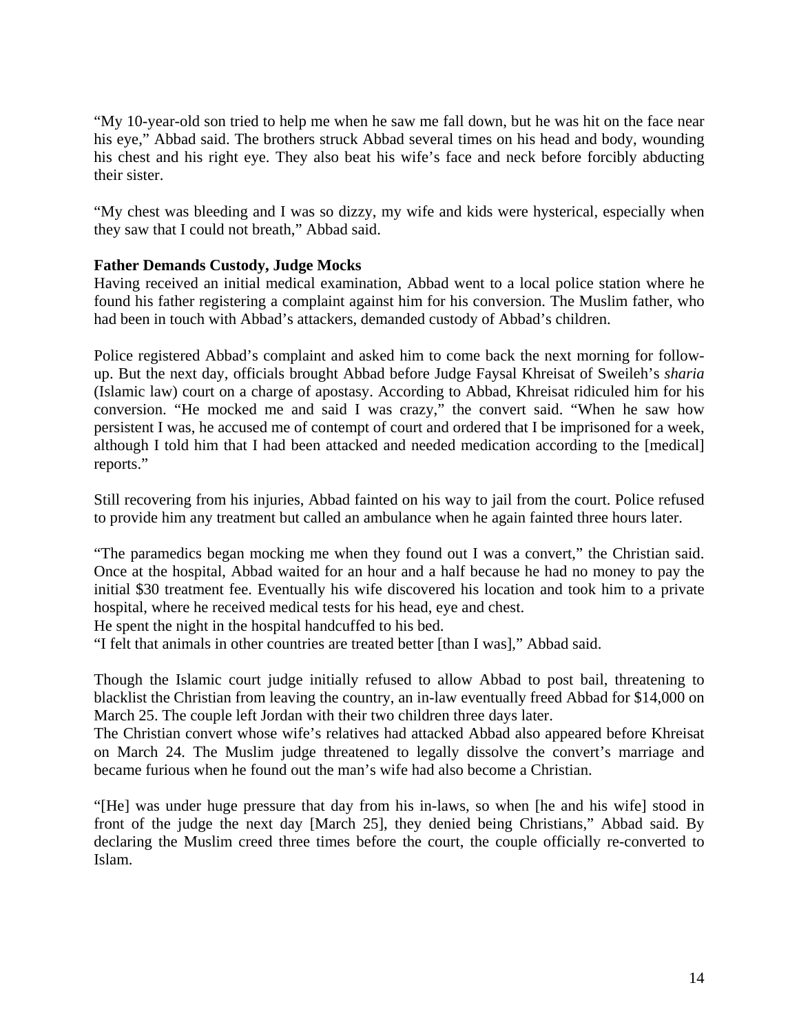"My 10-year-old son tried to help me when he saw me fall down, but he was hit on the face near his eye," Abbad said. The brothers struck Abbad several times on his head and body, wounding his chest and his right eye. They also beat his wife's face and neck before forcibly abducting their sister.

"My chest was bleeding and I was so dizzy, my wife and kids were hysterical, especially when they saw that I could not breath," Abbad said.

**Father Demands Custody, Judge Mocks**

Having received an initial medical examination, Abbad went to a local police station where he found his father registering a complaint against him for his conversion. The Muslim father, who had been in touch with Abbad's attackers, demanded custody of Abbad's children.

Police registered Abbad's complaint and asked him to come back the next morning for follow-up. But the next day, officials brought Abbad before Judge Faysal Khreisat of Sweileh's *sharia* (Islamic law) court on a charge of apostasy. According to Abbad, Khreisat ridiculed him for his conversion. "He mocked me and said I was crazy," the convert said. "When he saw how persistent I was, he accused me of contempt of court and ordered that I be imprisoned for a week, although I told him that I had been attacked and needed medication according to the [medical] reports."

Still recovering from his injuries, Abbad fainted on his way to jail from the court. Police refused to provide him any treatment but called an ambulance when he again fainted three hours later.

"The paramedics began mocking me when they found out I was a convert," the Christian said. Once at the hospital, Abbad waited for an hour and a half because he had no money to pay the initial $30 treatment fee. Eventually his wife discovered his location and took him to a private hospital, where he received medical tests for his head, eye and chest.

He spent the night in the hospital handcuffed to his bed.

"I felt that animals in other countries are treated better [than I was]," Abbad said.

Though the Islamic court judge initially refused to allow Abbad to post bail, threatening to blacklist the Christian from leaving the country, an in-law eventually freed Abbad for $14,000 on March 25. The couple left Jordan with their two children three days later.

The Christian convert whose wife's relatives had attacked Abbad also appeared before Khreisat on March 24. The Muslim judge threatened to legally dissolve the convert's marriage and became furious when he found out the man's wife had also become a Christian.

"[He] was under huge pressure that day from his in-laws, so when [he and his wife] stood in front of the judge the next day [March 25], they denied being Christians," Abbad said. By declaring the Muslim creed three times before the court, the couple officially re-converted to Islam.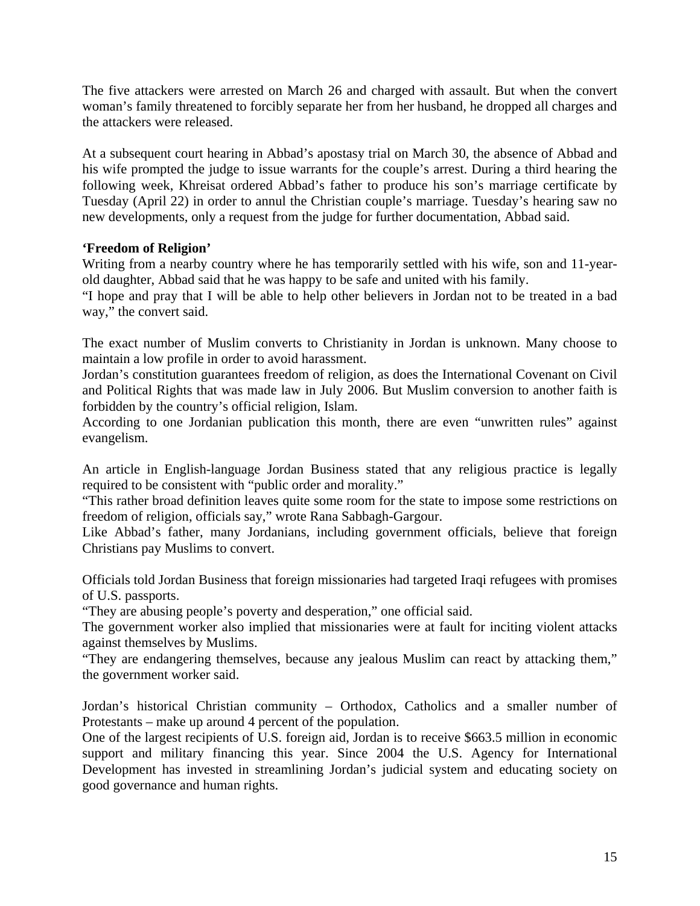The five attackers were arrested on March 26 and charged with assault. But when the convert woman's family threatened to forcibly separate her from her husband, he dropped all charges and the attackers were released.

At a subsequent court hearing in Abbad's apostasy trial on March 30, the absence of Abbad and his wife prompted the judge to issue warrants for the couple's arrest. During a third hearing the following week, Khreisat ordered Abbad's father to produce his son's marriage certificate by Tuesday (April 22) in order to annul the Christian couple's marriage. Tuesday's hearing saw no new developments, only a request from the judge for further documentation, Abbad said.

**'Freedom of Religion'**

Writing from a nearby country where he has temporarily settled with his wife, son and 11-year-old daughter, Abbad said that he was happy to be safe and united with his family.

"I hope and pray that I will be able to help other believers in Jordan not to be treated in a bad way," the convert said.

The exact number of Muslim converts to Christianity in Jordan is unknown. Many choose to maintain a low profile in order to avoid harassment.

Jordan's constitution guarantees freedom of religion, as does the International Covenant on Civil and Political Rights that was made law in July 2006. But Muslim conversion to another faith is forbidden by the country's official religion, Islam.

According to one Jordanian publication this month, there are even "unwritten rules" against evangelism.

An article in English-language Jordan Business stated that any religious practice is legally required to be consistent with "public order and morality."

"This rather broad definition leaves quite some room for the state to impose some restrictions on freedom of religion, officials say," wrote Rana Sabbagh-Gargour.

Like Abbad's father, many Jordanians, including government officials, believe that foreign Christians pay Muslims to convert.

Officials told Jordan Business that foreign missionaries had targeted Iraqi refugees with promises of U.S. passports.

"They are abusing people's poverty and desperation," one official said.

The government worker also implied that missionaries were at fault for inciting violent attacks against themselves by Muslims.

"They are endangering themselves, because any jealous Muslim can react by attacking them," the government worker said.

Jordan's historical Christian community – Orthodox, Catholics and a smaller number of Protestants – make up around 4 percent of the population.

One of the largest recipients of U.S. foreign aid, Jordan is to receive $663.5 million in economic support and military financing this year. Since 2004 the U.S. Agency for International Development has invested in streamlining Jordan's judicial system and educating society on good governance and human rights.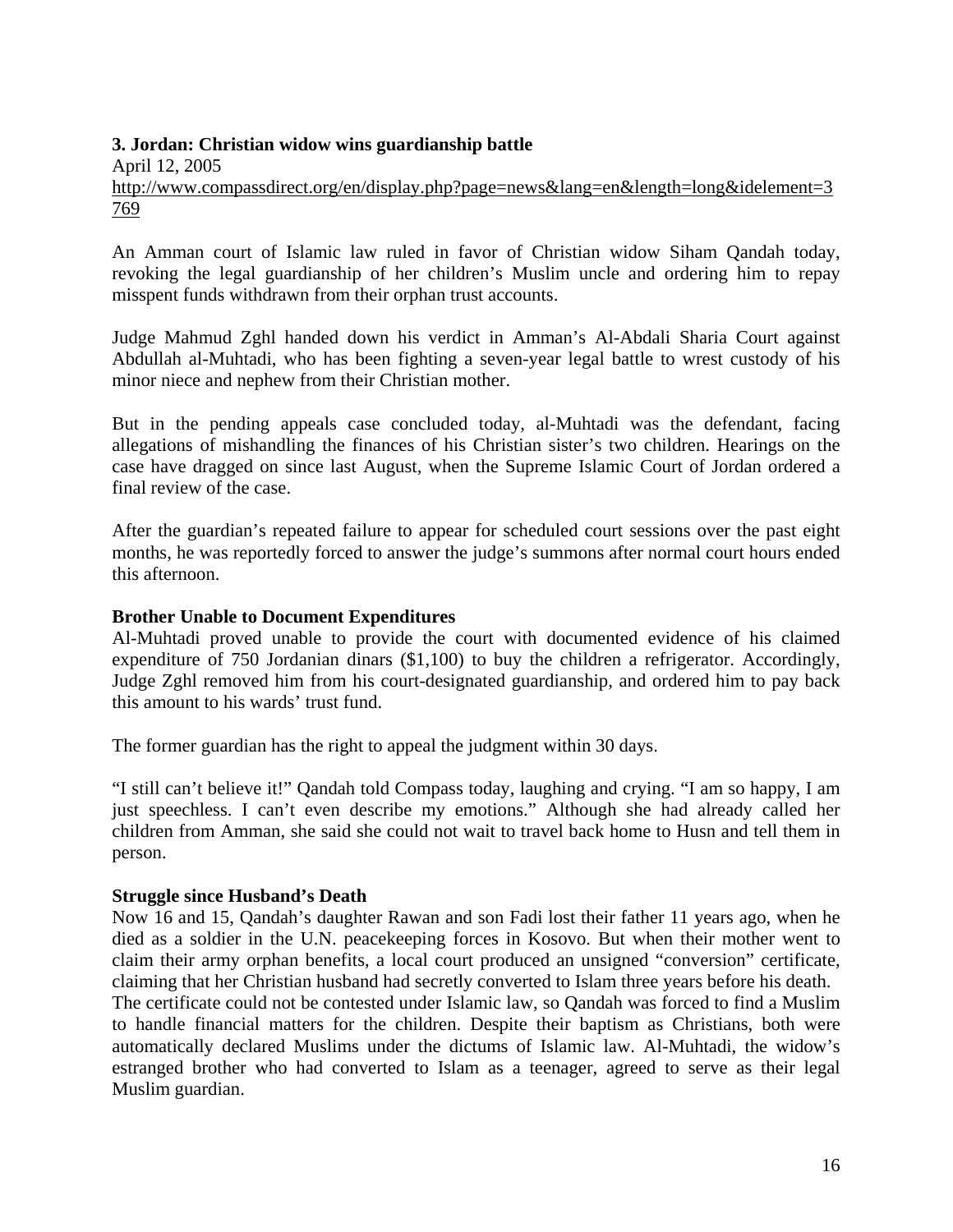**3. Jordan: Christian widow wins guardianship battle**
April 12, 2005
http://www.compassdirect.org/en/display.php?page=news&lang=en&length=long&idelement=3769

An Amman court of Islamic law ruled in favor of Christian widow Siham Qandah today, revoking the legal guardianship of her children's Muslim uncle and ordering him to repay misspent funds withdrawn from their orphan trust accounts.

Judge Mahmud Zghl handed down his verdict in Amman's Al-Abdali Sharia Court against Abdullah al-Muhtadi, who has been fighting a seven-year legal battle to wrest custody of his minor niece and nephew from their Christian mother.

But in the pending appeals case concluded today, al-Muhtadi was the defendant, facing allegations of mishandling the finances of his Christian sister's two children. Hearings on the case have dragged on since last August, when the Supreme Islamic Court of Jordan ordered a final review of the case.

After the guardian's repeated failure to appear for scheduled court sessions over the past eight months, he was reportedly forced to answer the judge's summons after normal court hours ended this afternoon.

**Brother Unable to Document Expenditures**

Al-Muhtadi proved unable to provide the court with documented evidence of his claimed expenditure of 750 Jordanian dinars ($1,100) to buy the children a refrigerator. Accordingly, Judge Zghl removed him from his court-designated guardianship, and ordered him to pay back this amount to his wards' trust fund.

The former guardian has the right to appeal the judgment within 30 days.

"I still can't believe it!" Qandah told Compass today, laughing and crying. "I am so happy, I am just speechless. I can't even describe my emotions." Although she had already called her children from Amman, she said she could not wait to travel back home to Husn and tell them in person.

**Struggle since Husband's Death**

Now 16 and 15, Qandah's daughter Rawan and son Fadi lost their father 11 years ago, when he died as a soldier in the U.N. peacekeeping forces in Kosovo. But when their mother went to claim their army orphan benefits, a local court produced an unsigned "conversion" certificate, claiming that her Christian husband had secretly converted to Islam three years before his death.

The certificate could not be contested under Islamic law, so Qandah was forced to find a Muslim to handle financial matters for the children. Despite their baptism as Christians, both were automatically declared Muslims under the dictums of Islamic law. Al-Muhtadi, the widow's estranged brother who had converted to Islam as a teenager, agreed to serve as their legal Muslim guardian.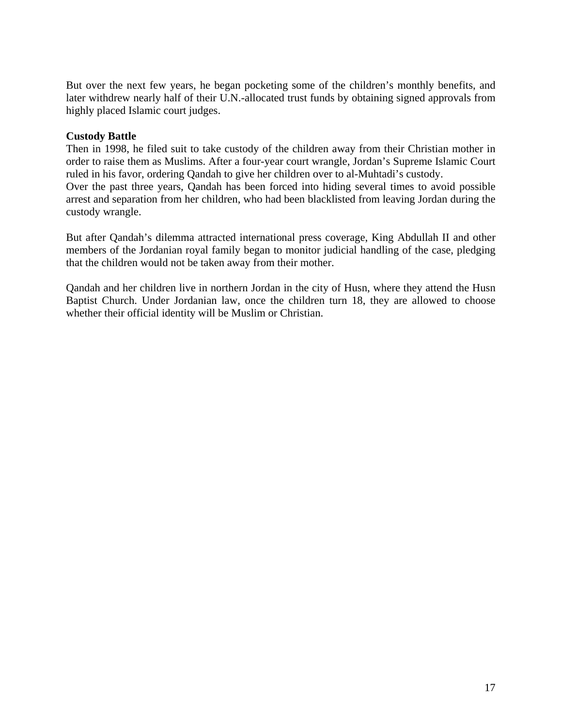But over the next few years, he began pocketing some of the children's monthly benefits, and later withdrew nearly half of their U.N.-allocated trust funds by obtaining signed approvals from highly placed Islamic court judges.

**Custody Battle**

Then in 1998, he filed suit to take custody of the children away from their Christian mother in order to raise them as Muslims. After a four-year court wrangle, Jordan's Supreme Islamic Court ruled in his favor, ordering Qandah to give her children over to al-Muhtadi's custody.

Over the past three years, Qandah has been forced into hiding several times to avoid possible arrest and separation from her children, who had been blacklisted from leaving Jordan during the custody wrangle.

But after Qandah's dilemma attracted international press coverage, King Abdullah II and other members of the Jordanian royal family began to monitor judicial handling of the case, pledging that the children would not be taken away from their mother.

Qandah and her children live in northern Jordan in the city of Husn, where they attend the Husn Baptist Church. Under Jordanian law, once the children turn 18, they are allowed to choose whether their official identity will be Muslim or Christian.